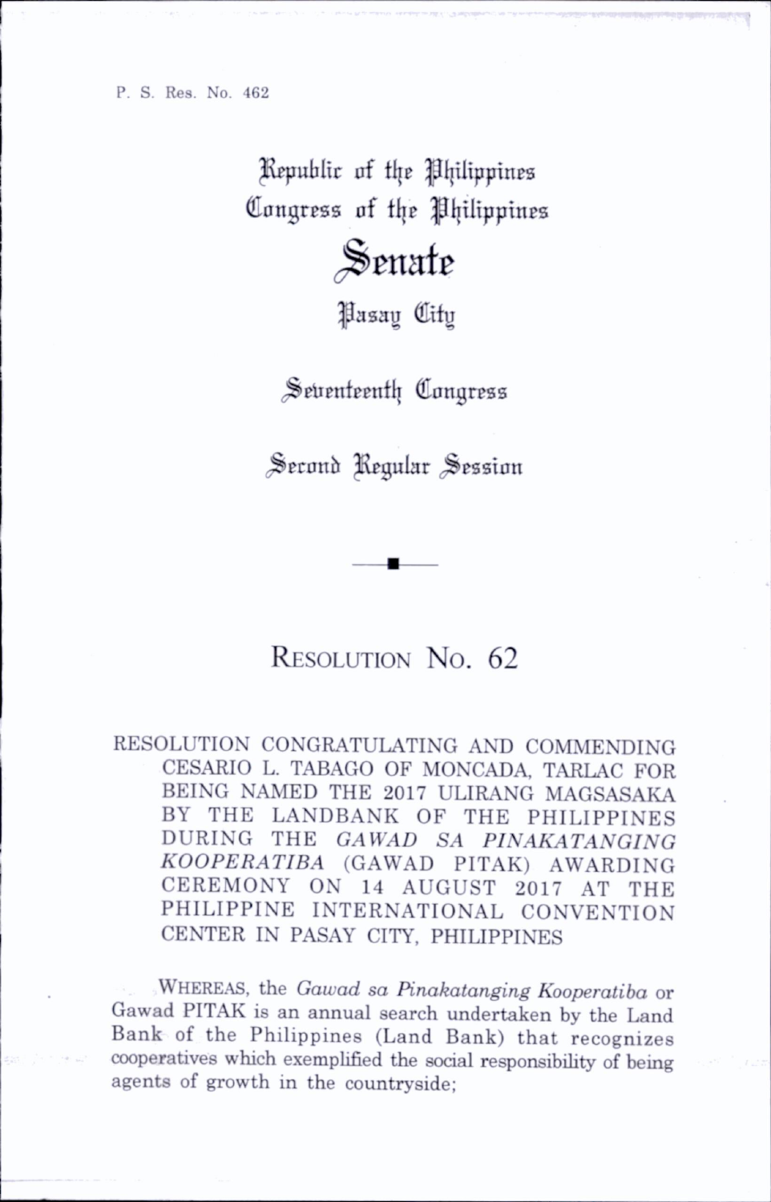P. S. Res. No. 462

Republic of the Philippines
Congress of the Philippines

# Senate

Pasay City

Seventeenth Congress

Second Regular Session

---

## RESOLUTION NO. 62

RESOLUTION CONGRATULATING AND COMMENDING CESARIO L. TABAGO OF MONCADA, TARLAC FOR BEING NAMED THE 2017 ULIRANG MAGSASAKA BY THE LANDBANK OF THE PHILIPPINES DURING THE *GAWAD SA PINAKATANGING KOOPERATIBA* (GAWAD PITAK) AWARDING CEREMONY ON 14 AUGUST 2017 AT THE PHILIPPINE INTERNATIONAL CONVENTION CENTER IN PASAY CITY, PHILIPPINES

WHEREAS, the *Gawad sa Pinakatanging Kooperatiba* or Gawad PITAK is an annual search undertaken by the Land Bank of the Philippines (Land Bank) that recognizes cooperatives which exemplified the social responsibility of being agents of growth in the countryside;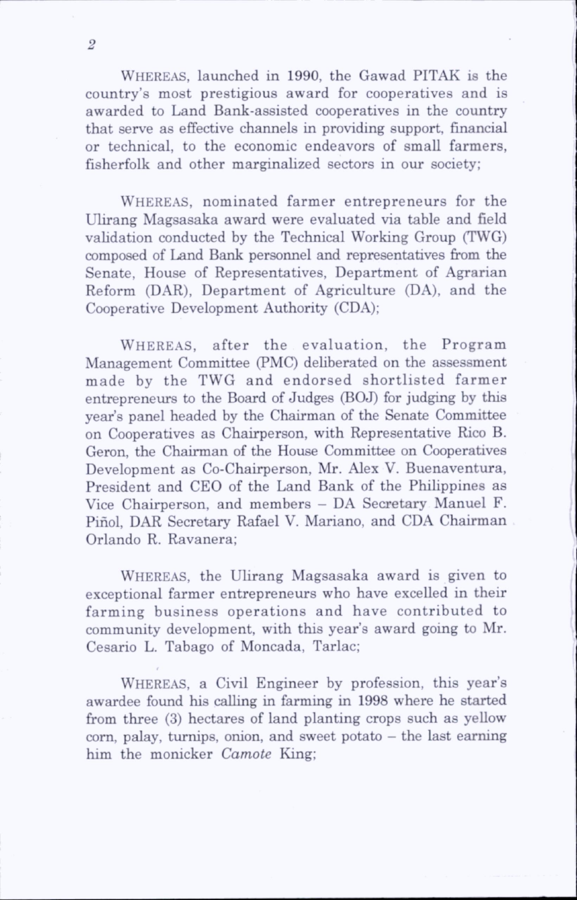WHEREAS, launched in 1990, the Gawad PITAK is the country's most prestigious award for cooperatives and is awarded to Land Bank-assisted cooperatives in the country that serve as effective channels in providing support, financial or technical, to the economic endeavors of small farmers, fisherfolk and other marginalized sectors in our society;

WHEREAS, nominated farmer entrepreneurs for the Ulirang Magsasaka award were evaluated via table and field validation conducted by the Technical Working Group (TWG) composed of Land Bank personnel and representatives from the Senate, House of Representatives, Department of Agrarian Reform (DAR), Department of Agriculture (DA), and the Cooperative Development Authority (CDA);

WHEREAS, after the evaluation, the Program Management Committee (PMC) deliberated on the assessment made by the TWG and endorsed shortlisted farmer entrepreneurs to the Board of Judges (BOJ) for judging by this year's panel headed by the Chairman of the Senate Committee on Cooperatives as Chairperson, with Representative Rico B. Geron, the Chairman of the House Committee on Cooperatives Development as Co-Chairperson, Mr. Alex V. Buenaventura, President and CEO of the Land Bank of the Philippines as Vice Chairperson, and members – DA Secretary Manuel F. Piñol, DAR Secretary Rafael V. Mariano, and CDA Chairman Orlando R. Ravanera;

WHEREAS, the Ulirang Magsasaka award is given to exceptional farmer entrepreneurs who have excelled in their farming business operations and have contributed to community development, with this year's award going to Mr. Cesario L. Tabago of Moncada, Tarlac;

WHEREAS, a Civil Engineer by profession, this year's awardee found his calling in farming in 1998 where he started from three (3) hectares of land planting crops such as yellow corn, palay, turnips, onion, and sweet potato – the last earning him the monicker *Camote* King;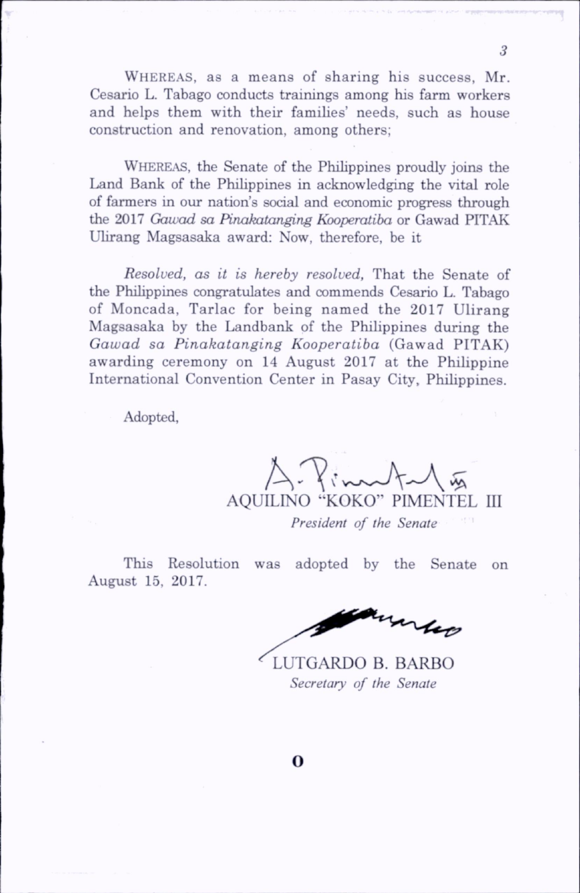WHEREAS, as a means of sharing his success, Mr. Cesario L. Tabago conducts trainings among his farm workers and helps them with their families' needs, such as house construction and renovation, among others;

WHEREAS, the Senate of the Philippines proudly joins the Land Bank of the Philippines in acknowledging the vital role of farmers in our nation's social and economic progress through the 2017 *Gawad sa Pinakatanging Kooperatiba* or Gawad PITAK Ulirang Magsasaka award: Now, therefore, be it

*Resolved, as it is hereby resolved,* That the Senate of the Philippines congratulates and commends Cesario L. Tabago of Moncada, Tarlac for being named the 2017 Ulirang Magsasaka by the Landbank of the Philippines during the *Gawad sa Pinakatanging Kooperatiba* (Gawad PITAK) awarding ceremony on 14 August 2017 at the Philippine International Convention Center in Pasay City, Philippines.

Adopted,

AQUILINO "KOKO" PIMENTEL III
*President of the Senate*

This Resolution was adopted by the Senate on August 15, 2017.

LUTGARDO B. BARBO
*Secretary of the Senate*

O